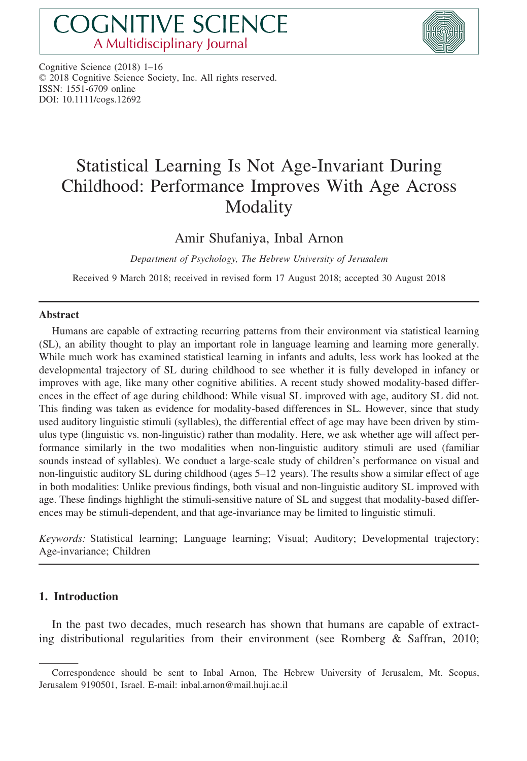Cognitive Science (2018) 1–16
© 2018 Cognitive Science Society, Inc. All rights reserved.
ISSN: 1551-6709 online
DOI: 10.1111/cogs.12692

# Statistical Learning Is Not Age-Invariant During Childhood: Performance Improves With Age Across Modality

Amir Shufaniya, Inbal Arnon

*Department of Psychology, The Hebrew University of Jerusalem*

Received 9 March 2018; received in revised form 17 August 2018; accepted 30 August 2018

## Abstract

Humans are capable of extracting recurring patterns from their environment via statistical learning (SL), an ability thought to play an important role in language learning and learning more generally. While much work has examined statistical learning in infants and adults, less work has looked at the developmental trajectory of SL during childhood to see whether it is fully developed in infancy or improves with age, like many other cognitive abilities. A recent study showed modality-based differences in the effect of age during childhood: While visual SL improved with age, auditory SL did not. This finding was taken as evidence for modality-based differences in SL. However, since that study used auditory linguistic stimuli (syllables), the differential effect of age may have been driven by stimulus type (linguistic vs. non-linguistic) rather than modality. Here, we ask whether age will affect performance similarly in the two modalities when non-linguistic auditory stimuli are used (familiar sounds instead of syllables). We conduct a large-scale study of children's performance on visual and non-linguistic auditory SL during childhood (ages 5–12 years). The results show a similar effect of age in both modalities: Unlike previous findings, both visual and non-linguistic auditory SL improved with age. These findings highlight the stimuli-sensitive nature of SL and suggest that modality-based differences may be stimuli-dependent, and that age-invariance may be limited to linguistic stimuli.

*Keywords:* Statistical learning; Language learning; Visual; Auditory; Developmental trajectory; Age-invariance; Children

## 1. Introduction

In the past two decades, much research has shown that humans are capable of extracting distributional regularities from their environment (see Romberg & Saffran, 2010;

---

Correspondence should be sent to Inbal Arnon, The Hebrew University of Jerusalem, Mt. Scopus, Jerusalem 9190501, Israel. E-mail: inbal.arnon@mail.huji.ac.il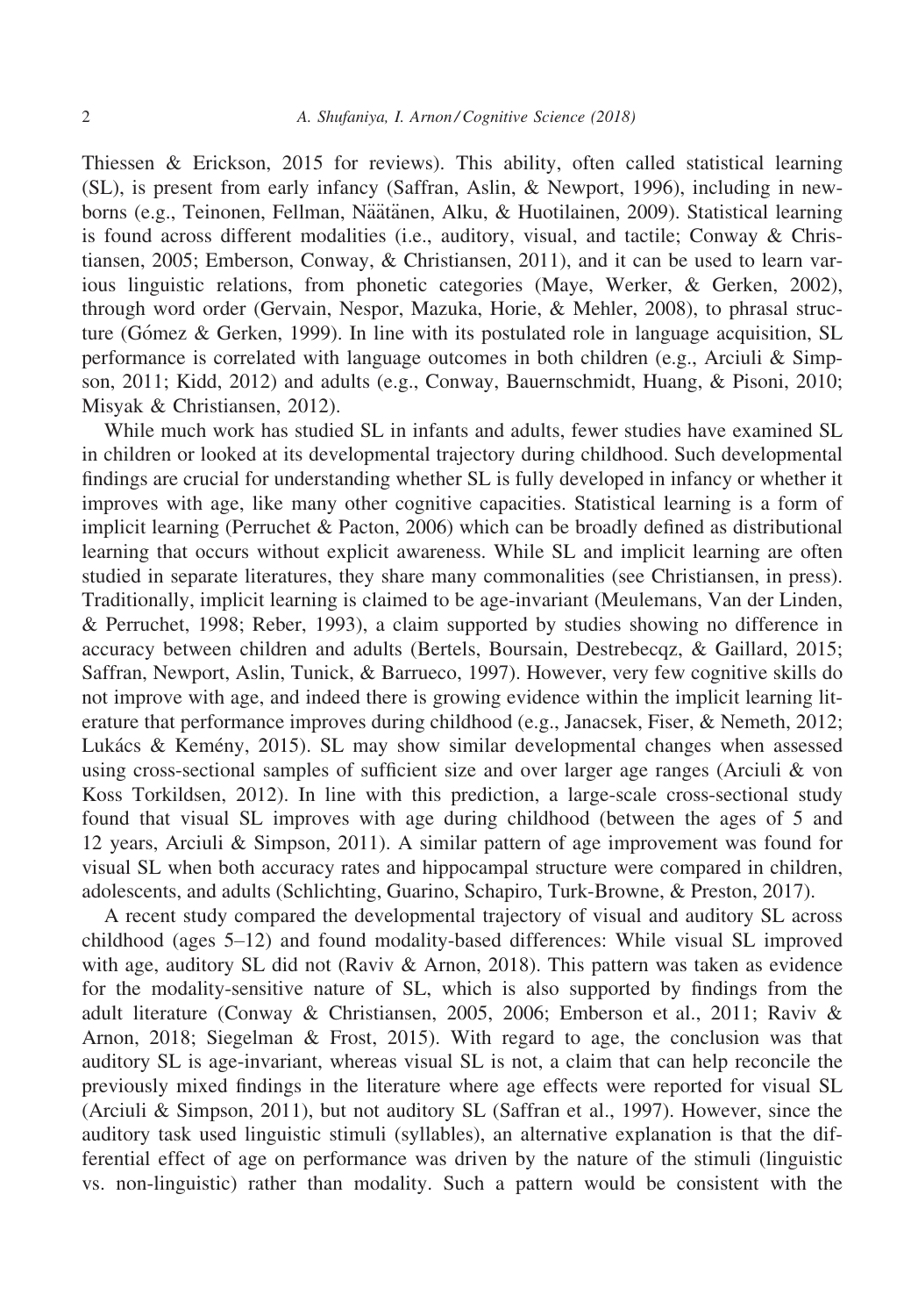Thiessen & Erickson, 2015 for reviews). This ability, often called statistical learning (SL), is present from early infancy (Saffran, Aslin, & Newport, 1996), including in newborns (e.g., Teinonen, Fellman, Näätänen, Alku, & Huotilainen, 2009). Statistical learning is found across different modalities (i.e., auditory, visual, and tactile; Conway & Christiansen, 2005; Emberson, Conway, & Christiansen, 2011), and it can be used to learn various linguistic relations, from phonetic categories (Maye, Werker, & Gerken, 2002), through word order (Gervain, Nespor, Mazuka, Horie, & Mehler, 2008), to phrasal structure (Gómez & Gerken, 1999). In line with its postulated role in language acquisition, SL performance is correlated with language outcomes in both children (e.g., Arciuli & Simpson, 2011; Kidd, 2012) and adults (e.g., Conway, Bauernschmidt, Huang, & Pisoni, 2010; Misyak & Christiansen, 2012).

While much work has studied SL in infants and adults, fewer studies have examined SL in children or looked at its developmental trajectory during childhood. Such developmental findings are crucial for understanding whether SL is fully developed in infancy or whether it improves with age, like many other cognitive capacities. Statistical learning is a form of implicit learning (Perruchet & Pacton, 2006) which can be broadly defined as distributional learning that occurs without explicit awareness. While SL and implicit learning are often studied in separate literatures, they share many commonalities (see Christiansen, in press). Traditionally, implicit learning is claimed to be age-invariant (Meulemans, Van der Linden, & Perruchet, 1998; Reber, 1993), a claim supported by studies showing no difference in accuracy between children and adults (Bertels, Boursain, Destrebecqz, & Gaillard, 2015; Saffran, Newport, Aslin, Tunick, & Barrueco, 1997). However, very few cognitive skills do not improve with age, and indeed there is growing evidence within the implicit learning literature that performance improves during childhood (e.g., Janacsek, Fiser, & Nemeth, 2012; Lukács & Kemény, 2015). SL may show similar developmental changes when assessed using cross-sectional samples of sufficient size and over larger age ranges (Arciuli & von Koss Torkildsen, 2012). In line with this prediction, a large-scale cross-sectional study found that visual SL improves with age during childhood (between the ages of 5 and 12 years, Arciuli & Simpson, 2011). A similar pattern of age improvement was found for visual SL when both accuracy rates and hippocampal structure were compared in children, adolescents, and adults (Schlichting, Guarino, Schapiro, Turk-Browne, & Preston, 2017).

A recent study compared the developmental trajectory of visual and auditory SL across childhood (ages 5–12) and found modality-based differences: While visual SL improved with age, auditory SL did not (Raviv & Arnon, 2018). This pattern was taken as evidence for the modality-sensitive nature of SL, which is also supported by findings from the adult literature (Conway & Christiansen, 2005, 2006; Emberson et al., 2011; Raviv & Arnon, 2018; Siegelman & Frost, 2015). With regard to age, the conclusion was that auditory SL is age-invariant, whereas visual SL is not, a claim that can help reconcile the previously mixed findings in the literature where age effects were reported for visual SL (Arciuli & Simpson, 2011), but not auditory SL (Saffran et al., 1997). However, since the auditory task used linguistic stimuli (syllables), an alternative explanation is that the differential effect of age on performance was driven by the nature of the stimuli (linguistic vs. non-linguistic) rather than modality. Such a pattern would be consistent with the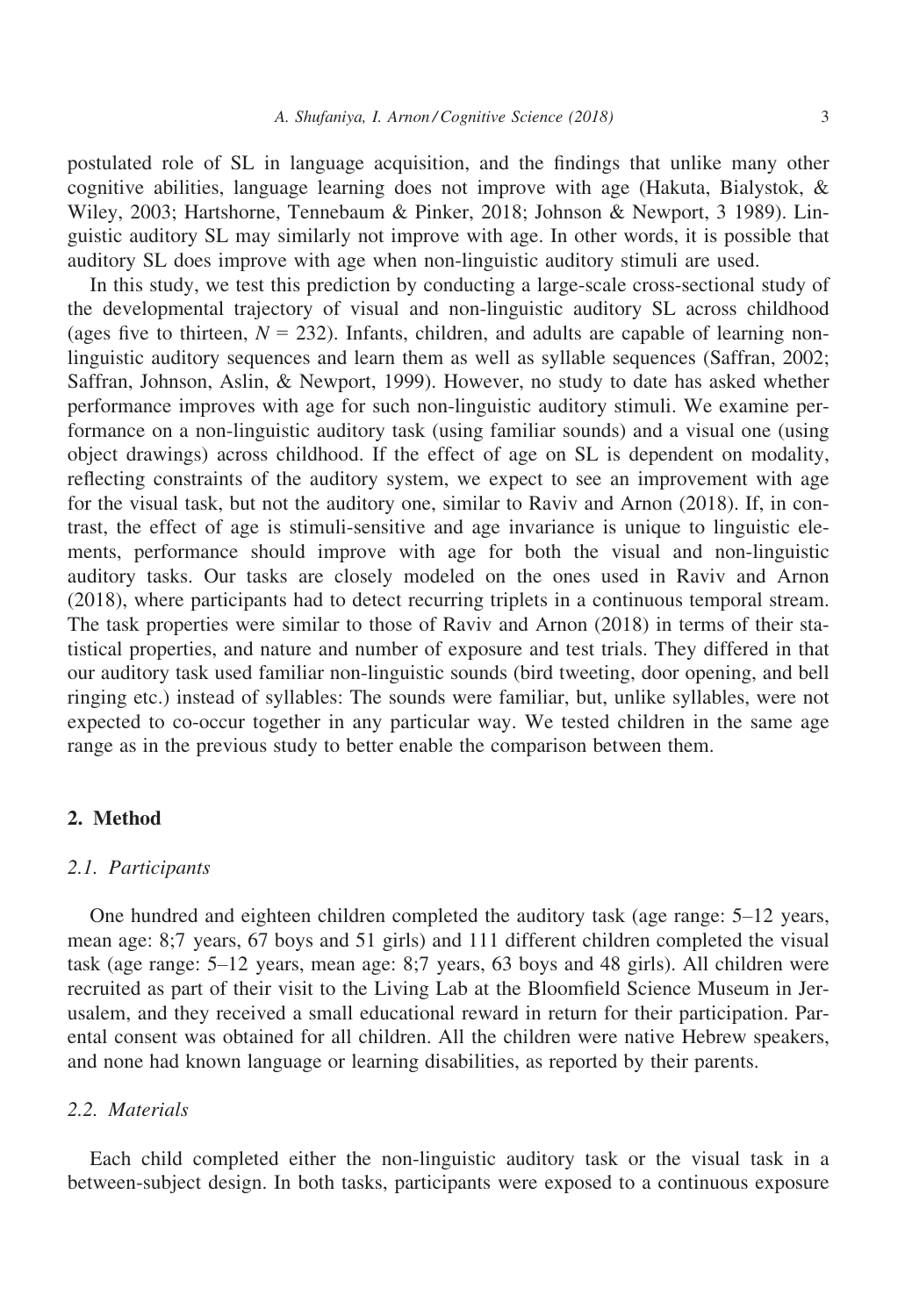postulated role of SL in language acquisition, and the findings that unlike many other cognitive abilities, language learning does not improve with age (Hakuta, Bialystok, & Wiley, 2003; Hartshorne, Tennebaum & Pinker, 2018; Johnson & Newport, 3 1989). Linguistic auditory SL may similarly not improve with age. In other words, it is possible that auditory SL does improve with age when non-linguistic auditory stimuli are used.

In this study, we test this prediction by conducting a large-scale cross-sectional study of the developmental trajectory of visual and non-linguistic auditory SL across childhood (ages five to thirteen, $N = 232$). Infants, children, and adults are capable of learning non-linguistic auditory sequences and learn them as well as syllable sequences (Saffran, 2002; Saffran, Johnson, Aslin, & Newport, 1999). However, no study to date has asked whether performance improves with age for such non-linguistic auditory stimuli. We examine performance on a non-linguistic auditory task (using familiar sounds) and a visual one (using object drawings) across childhood. If the effect of age on SL is dependent on modality, reflecting constraints of the auditory system, we expect to see an improvement with age for the visual task, but not the auditory one, similar to Raviv and Arnon (2018). If, in contrast, the effect of age is stimuli-sensitive and age invariance is unique to linguistic elements, performance should improve with age for both the visual and non-linguistic auditory tasks. Our tasks are closely modeled on the ones used in Raviv and Arnon (2018), where participants had to detect recurring triplets in a continuous temporal stream. The task properties were similar to those of Raviv and Arnon (2018) in terms of their statistical properties, and nature and number of exposure and test trials. They differed in that our auditory task used familiar non-linguistic sounds (bird tweeting, door opening, and bell ringing etc.) instead of syllables: The sounds were familiar, but, unlike syllables, were not expected to co-occur together in any particular way. We tested children in the same age range as in the previous study to better enable the comparison between them.

## 2. Method

### 2.1. Participants

One hundred and eighteen children completed the auditory task (age range: 5–12 years, mean age: 8;7 years, 67 boys and 51 girls) and 111 different children completed the visual task (age range: 5–12 years, mean age: 8;7 years, 63 boys and 48 girls). All children were recruited as part of their visit to the Living Lab at the Bloomfield Science Museum in Jerusalem, and they received a small educational reward in return for their participation. Parental consent was obtained for all children. All the children were native Hebrew speakers, and none had known language or learning disabilities, as reported by their parents.

### 2.2. Materials

Each child completed either the non-linguistic auditory task or the visual task in a between-subject design. In both tasks, participants were exposed to a continuous exposure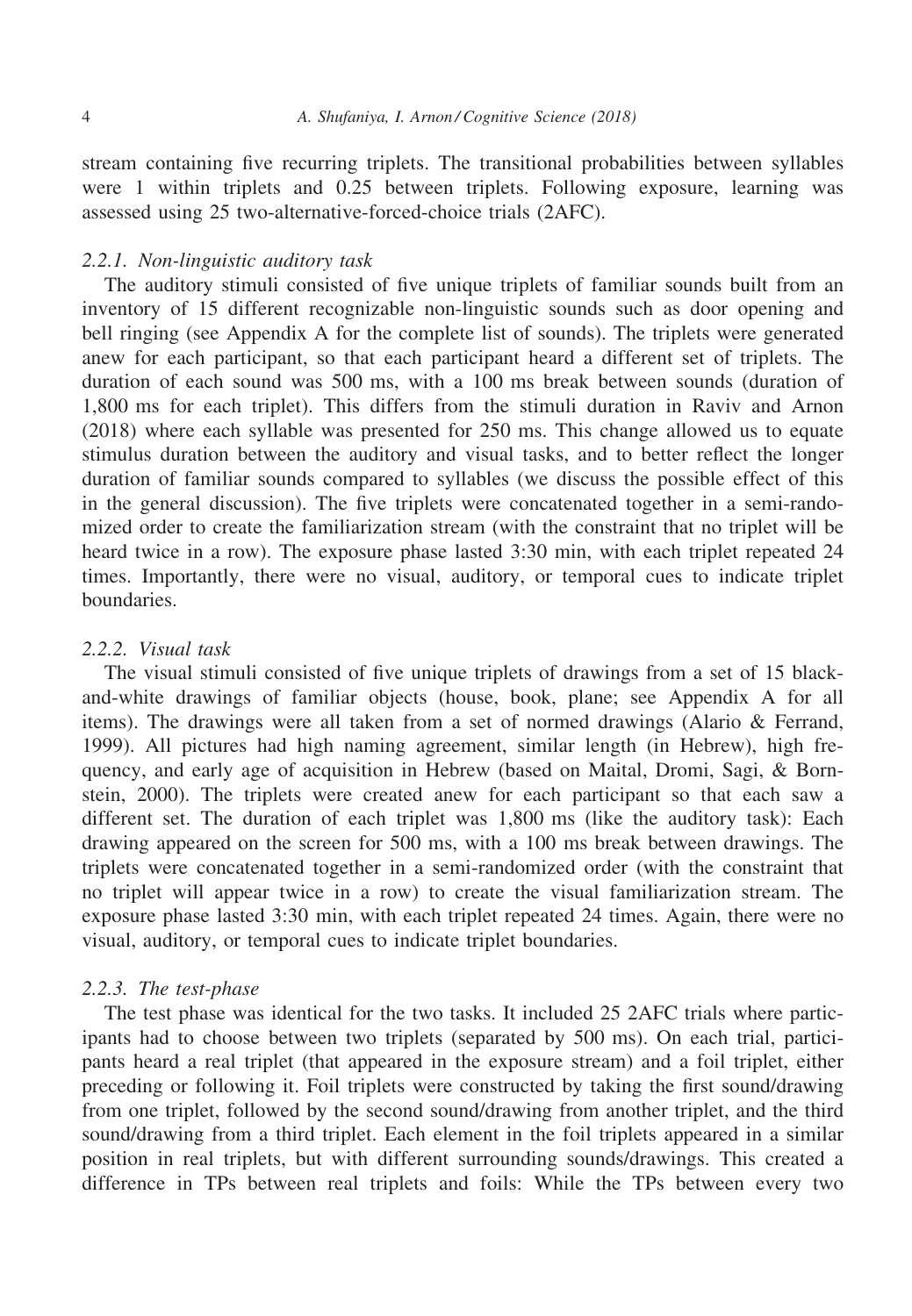stream containing five recurring triplets. The transitional probabilities between syllables were 1 within triplets and 0.25 between triplets. Following exposure, learning was assessed using 25 two-alternative-forced-choice trials (2AFC).

#### *2.2.1. Non-linguistic auditory task*

The auditory stimuli consisted of five unique triplets of familiar sounds built from an inventory of 15 different recognizable non-linguistic sounds such as door opening and bell ringing (see Appendix A for the complete list of sounds). The triplets were generated anew for each participant, so that each participant heard a different set of triplets. The duration of each sound was 500 ms, with a 100 ms break between sounds (duration of 1,800 ms for each triplet). This differs from the stimuli duration in Raviv and Arnon (2018) where each syllable was presented for 250 ms. This change allowed us to equate stimulus duration between the auditory and visual tasks, and to better reflect the longer duration of familiar sounds compared to syllables (we discuss the possible effect of this in the general discussion). The five triplets were concatenated together in a semi-randomized order to create the familiarization stream (with the constraint that no triplet will be heard twice in a row). The exposure phase lasted 3:30 min, with each triplet repeated 24 times. Importantly, there were no visual, auditory, or temporal cues to indicate triplet boundaries.

#### *2.2.2. Visual task*

The visual stimuli consisted of five unique triplets of drawings from a set of 15 black-and-white drawings of familiar objects (house, book, plane; see Appendix A for all items). The drawings were all taken from a set of normed drawings (Alario & Ferrand, 1999). All pictures had high naming agreement, similar length (in Hebrew), high frequency, and early age of acquisition in Hebrew (based on Maital, Dromi, Sagi, & Bornstein, 2000). The triplets were created anew for each participant so that each saw a different set. The duration of each triplet was 1,800 ms (like the auditory task): Each drawing appeared on the screen for 500 ms, with a 100 ms break between drawings. The triplets were concatenated together in a semi-randomized order (with the constraint that no triplet will appear twice in a row) to create the visual familiarization stream. The exposure phase lasted 3:30 min, with each triplet repeated 24 times. Again, there were no visual, auditory, or temporal cues to indicate triplet boundaries.

#### *2.2.3. The test-phase*

The test phase was identical for the two tasks. It included 25 2AFC trials where participants had to choose between two triplets (separated by 500 ms). On each trial, participants heard a real triplet (that appeared in the exposure stream) and a foil triplet, either preceding or following it. Foil triplets were constructed by taking the first sound/drawing from one triplet, followed by the second sound/drawing from another triplet, and the third sound/drawing from a third triplet. Each element in the foil triplets appeared in a similar position in real triplets, but with different surrounding sounds/drawings. This created a difference in TPs between real triplets and foils: While the TPs between every two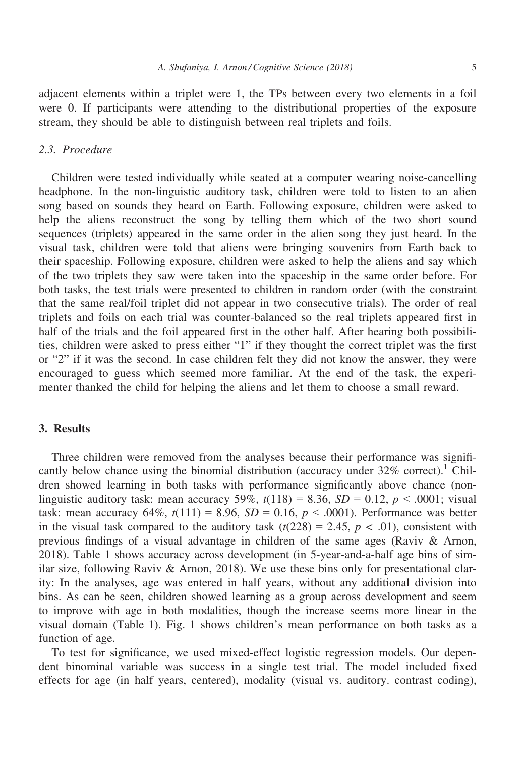adjacent elements within a triplet were 1, the TPs between every two elements in a foil were 0. If participants were attending to the distributional properties of the exposure stream, they should be able to distinguish between real triplets and foils.

### 2.3. Procedure

Children were tested individually while seated at a computer wearing noise-cancelling headphone. In the non-linguistic auditory task, children were told to listen to an alien song based on sounds they heard on Earth. Following exposure, children were asked to help the aliens reconstruct the song by telling them which of the two short sound sequences (triplets) appeared in the same order in the alien song they just heard. In the visual task, children were told that aliens were bringing souvenirs from Earth back to their spaceship. Following exposure, children were asked to help the aliens and say which of the two triplets they saw were taken into the spaceship in the same order before. For both tasks, the test trials were presented to children in random order (with the constraint that the same real/foil triplet did not appear in two consecutive trials). The order of real triplets and foils on each trial was counter-balanced so the real triplets appeared first in half of the trials and the foil appeared first in the other half. After hearing both possibilities, children were asked to press either "1" if they thought the correct triplet was the first or "2" if it was the second. In case children felt they did not know the answer, they were encouraged to guess which seemed more familiar. At the end of the task, the experimenter thanked the child for helping the aliens and let them to choose a small reward.

## 3. Results

Three children were removed from the analyses because their performance was significantly below chance using the binomial distribution (accuracy under 32% correct).[1] Children showed learning in both tasks with performance significantly above chance (non-linguistic auditory task: mean accuracy 59%, $t(118) = 8.36$, $SD = 0.12$, $p < .0001$; visual task: mean accuracy 64%, $t(111) = 8.96$, $SD = 0.16$, $p < .0001$). Performance was better in the visual task compared to the auditory task ($t(228) = 2.45$, $p < .01$), consistent with previous findings of a visual advantage in children of the same ages (Raviv & Arnon, 2018). Table 1 shows accuracy across development (in 5-year-and-a-half age bins of similar size, following Raviv & Arnon, 2018). We use these bins only for presentational clarity: In the analyses, age was entered in half years, without any additional division into bins. As can be seen, children showed learning as a group across development and seem to improve with age in both modalities, though the increase seems more linear in the visual domain (Table 1). Fig. 1 shows children's mean performance on both tasks as a function of age.

To test for significance, we used mixed-effect logistic regression models. Our dependent binominal variable was success in a single test trial. The model included fixed effects for age (in half years, centered), modality (visual vs. auditory. contrast coding),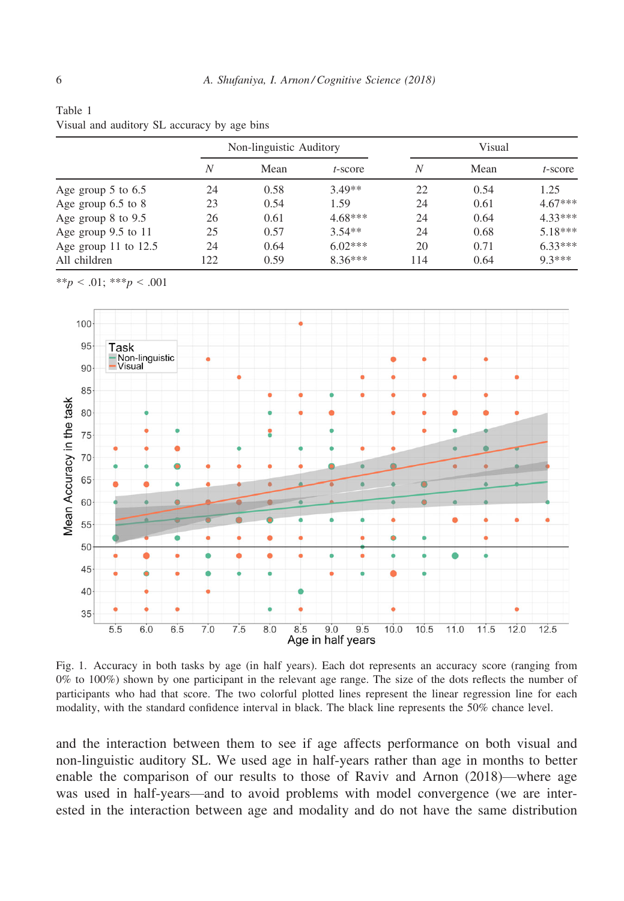Table 1
Visual and auditory SL accuracy by age bins

| | Non-linguistic Auditory | | | Visual | | |
|---|---|---|---|---|---|---|
| | *N* | Mean | *t*-score | *N* | Mean | *t*-score |
| Age group 5 to 6.5 | 24 | 0.58 | 3.49** | 22 | 0.54 | 1.25 |
| Age group 6.5 to 8 | 23 | 0.54 | 1.59 | 24 | 0.61 | 4.67*** |
| Age group 8 to 9.5 | 26 | 0.61 | 4.68*** | 24 | 0.64 | 4.33*** |
| Age group 9.5 to 11 | 25 | 0.57 | 3.54** | 24 | 0.68 | 5.18*** |
| Age group 11 to 12.5 | 24 | 0.64 | 6.02*** | 20 | 0.71 | 6.33*** |
| All children | 122 | 0.59 | 8.36*** | 114 | 0.64 | 9.3*** |

$^{**}p < .01$; $^{***}p < .001$

Fig. 1. Accuracy in both tasks by age (in half years). Each dot represents an accuracy score (ranging from 0% to 100%) shown by one participant in the relevant age range. The size of the dots reflects the number of participants who had that score. The two colorful plotted lines represent the linear regression line for each modality, with the standard confidence interval in black. The black line represents the 50% chance level.

and the interaction between them to see if age affects performance on both visual and non-linguistic auditory SL. We used age in half-years rather than age in months to better enable the comparison of our results to those of Raviv and Arnon (2018)—where age was used in half-years—and to avoid problems with model convergence (we are interested in the interaction between age and modality and do not have the same distribution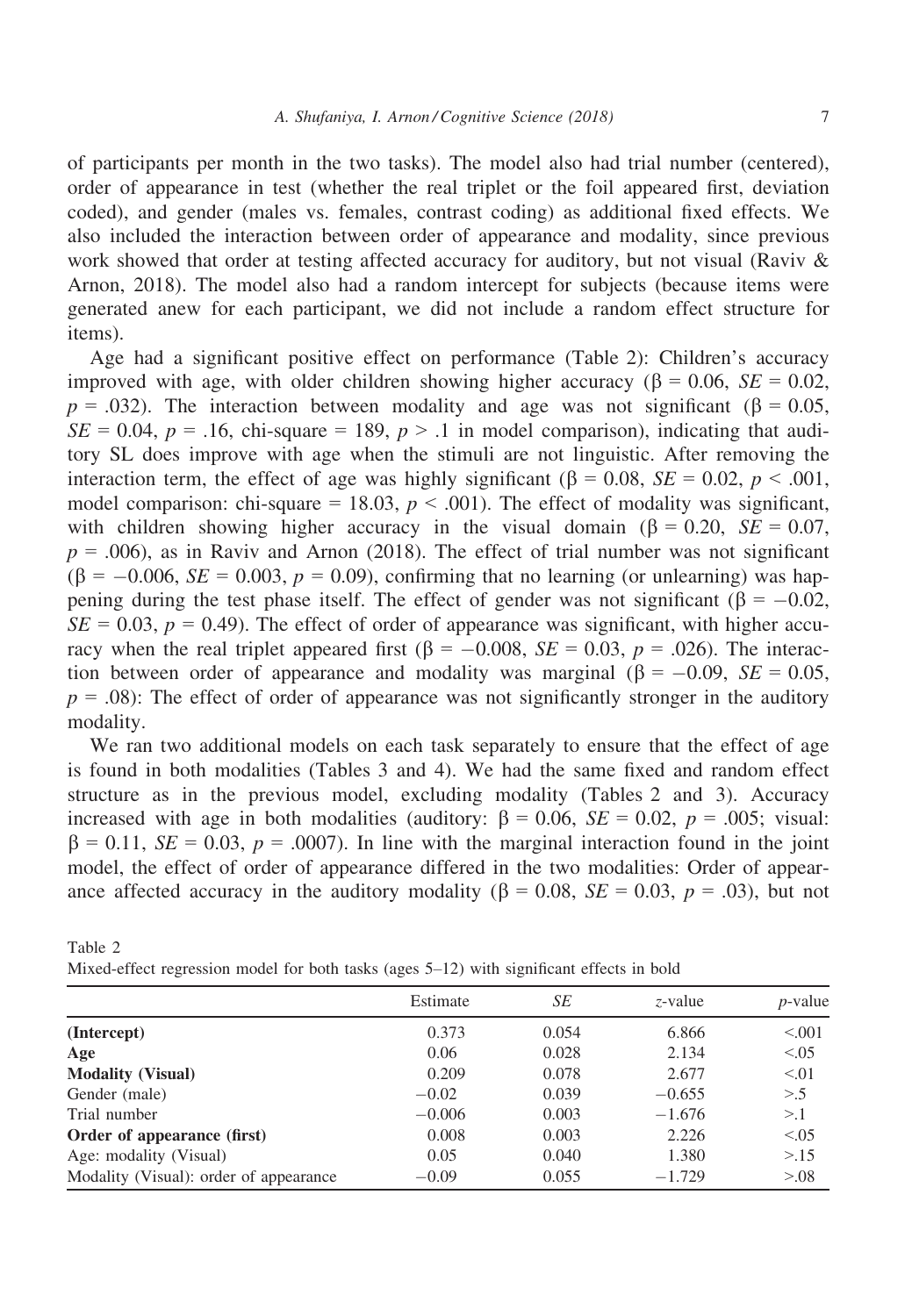of participants per month in the two tasks). The model also had trial number (centered), order of appearance in test (whether the real triplet or the foil appeared first, deviation coded), and gender (males vs. females, contrast coding) as additional fixed effects. We also included the interaction between order of appearance and modality, since previous work showed that order at testing affected accuracy for auditory, but not visual (Raviv & Arnon, 2018). The model also had a random intercept for subjects (because items were generated anew for each participant, we did not include a random effect structure for items).

Age had a significant positive effect on performance (Table 2): Children's accuracy improved with age, with older children showing higher accuracy ($\beta = 0.06$, $SE = 0.02$, $p = .032$). The interaction between modality and age was not significant ($\beta = 0.05$, $SE = 0.04$, $p = .16$, chi-square = 189, $p > .1$ in model comparison), indicating that auditory SL does improve with age when the stimuli are not linguistic. After removing the interaction term, the effect of age was highly significant ($\beta = 0.08$, $SE = 0.02$, $p < .001$, model comparison: chi-square = 18.03, $p < .001$). The effect of modality was significant, with children showing higher accuracy in the visual domain ($\beta = 0.20$, $SE = 0.07$, $p = .006$), as in Raviv and Arnon (2018). The effect of trial number was not significant ($\beta = -0.006$, $SE = 0.003$, $p = 0.09$), confirming that no learning (or unlearning) was happening during the test phase itself. The effect of gender was not significant ($\beta = -0.02$, $SE = 0.03$, $p = 0.49$). The effect of order of appearance was significant, with higher accuracy when the real triplet appeared first ($\beta = -0.008$, $SE = 0.03$, $p = .026$). The interaction between order of appearance and modality was marginal ($\beta = -0.09$, $SE = 0.05$, $p = .08$): The effect of order of appearance was not significantly stronger in the auditory modality.

We ran two additional models on each task separately to ensure that the effect of age is found in both modalities (Tables 3 and 4). We had the same fixed and random effect structure as in the previous model, excluding modality (Tables 2 and 3). Accuracy increased with age in both modalities (auditory: $\beta = 0.06$, $SE = 0.02$, $p = .005$; visual: $\beta = 0.11$, $SE = 0.03$, $p = .0007$). In line with the marginal interaction found in the joint model, the effect of order of appearance differed in the two modalities: Order of appearance affected accuracy in the auditory modality ($\beta = 0.08$, $SE = 0.03$, $p = .03$), but not

Table 2
Mixed-effect regression model for both tasks (ages 5–12) with significant effects in bold

| | Estimate | *SE* | *z*-value | *p*-value |
|---|---|---|---|---|
| **(Intercept)** | 0.373 | 0.054 | 6.866 | <.001 |
| **Age** | 0.06 | 0.028 | 2.134 | <.05 |
| **Modality (Visual)** | 0.209 | 0.078 | 2.677 | <.01 |
| Gender (male) | −0.02 | 0.039 | −0.655 | >.5 |
| Trial number | −0.006 | 0.003 | −1.676 | >.1 |
| **Order of appearance (first)** | 0.008 | 0.003 | 2.226 | <.05 |
| Age: modality (Visual) | 0.05 | 0.040 | 1.380 | >.15 |
| Modality (Visual): order of appearance | −0.09 | 0.055 | −1.729 | >.08 |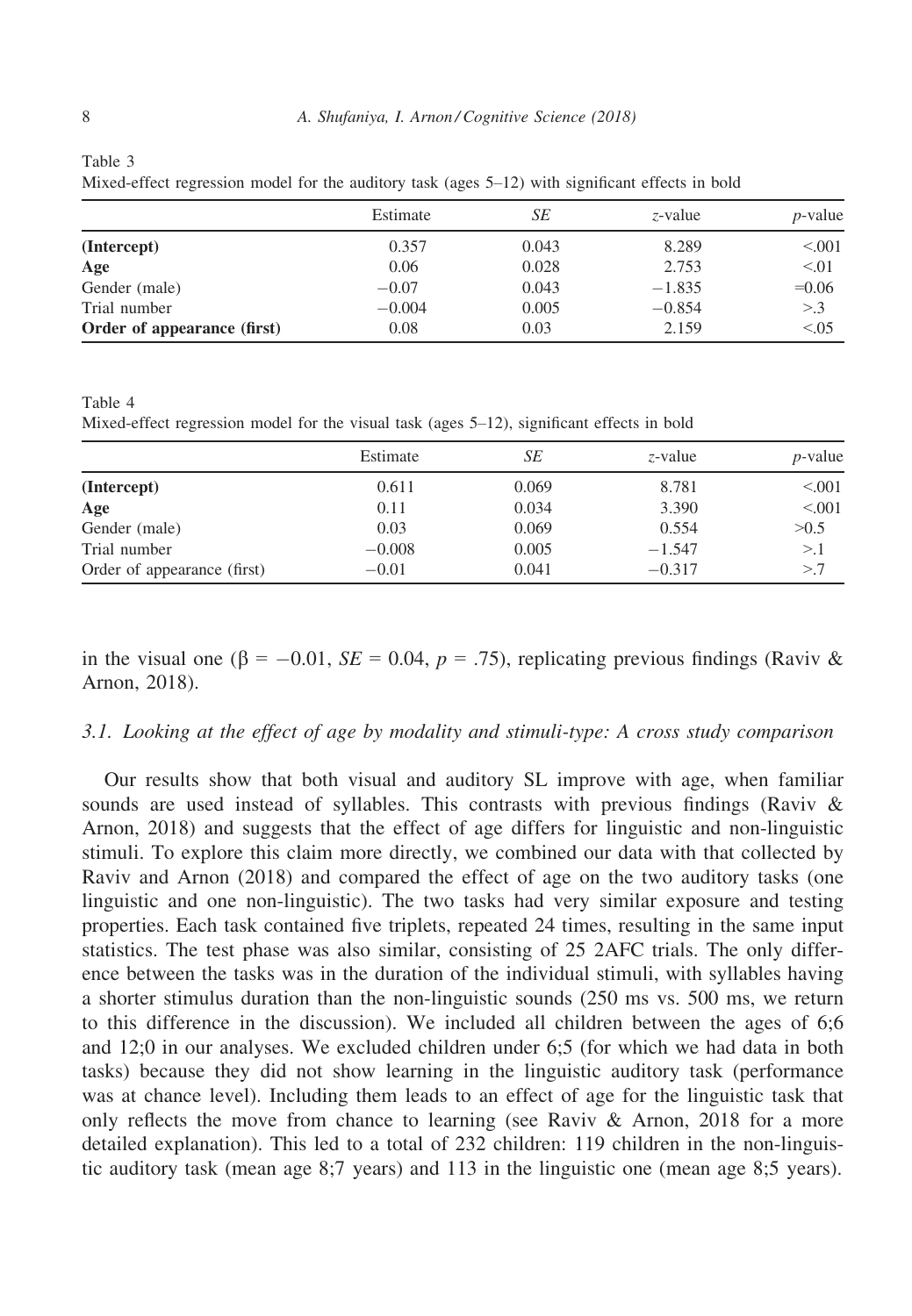Table 3
Mixed-effect regression model for the auditory task (ages 5–12) with significant effects in bold

| | Estimate | *SE* | *z*-value | *p*-value |
|---|---|---|---|---|
| **(Intercept)** | 0.357 | 0.043 | 8.289 | <.001 |
| **Age** | 0.06 | 0.028 | 2.753 | <.01 |
| Gender (male) | −0.07 | 0.043 | −1.835 | =0.06 |
| Trial number | −0.004 | 0.005 | −0.854 | >.3 |
| **Order of appearance (first)** | 0.08 | 0.03 | 2.159 | <.05 |

Table 4
Mixed-effect regression model for the visual task (ages 5–12), significant effects in bold

| | Estimate | *SE* | *z*-value | *p*-value |
|---|---|---|---|---|
| **(Intercept)** | 0.611 | 0.069 | 8.781 | <.001 |
| **Age** | 0.11 | 0.034 | 3.390 | <.001 |
| Gender (male) | 0.03 | 0.069 | 0.554 | >0.5 |
| Trial number | −0.008 | 0.005 | −1.547 | >.1 |
| Order of appearance (first) | −0.01 | 0.041 | −0.317 | >.7 |

in the visual one ($\beta = -0.01$, $SE = 0.04$, $p = .75$), replicating previous findings (Raviv & Arnon, 2018).

### 3.1. Looking at the effect of age by modality and stimuli-type: A cross study comparison

Our results show that both visual and auditory SL improve with age, when familiar sounds are used instead of syllables. This contrasts with previous findings (Raviv & Arnon, 2018) and suggests that the effect of age differs for linguistic and non-linguistic stimuli. To explore this claim more directly, we combined our data with that collected by Raviv and Arnon (2018) and compared the effect of age on the two auditory tasks (one linguistic and one non-linguistic). The two tasks had very similar exposure and testing properties. Each task contained five triplets, repeated 24 times, resulting in the same input statistics. The test phase was also similar, consisting of 25 2AFC trials. The only difference between the tasks was in the duration of the individual stimuli, with syllables having a shorter stimulus duration than the non-linguistic sounds (250 ms vs. 500 ms, we return to this difference in the discussion). We included all children between the ages of 6;6 and 12;0 in our analyses. We excluded children under 6;5 (for which we had data in both tasks) because they did not show learning in the linguistic auditory task (performance was at chance level). Including them leads to an effect of age for the linguistic task that only reflects the move from chance to learning (see Raviv & Arnon, 2018 for a more detailed explanation). This led to a total of 232 children: 119 children in the non-linguistic auditory task (mean age 8;7 years) and 113 in the linguistic one (mean age 8;5 years).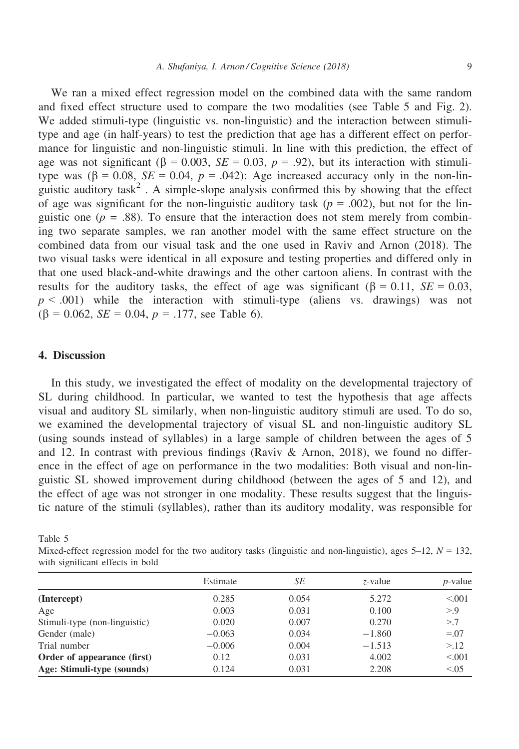We ran a mixed effect regression model on the combined data with the same random and fixed effect structure used to compare the two modalities (see Table 5 and Fig. 2). We added stimuli-type (linguistic vs. non-linguistic) and the interaction between stimuli-type and age (in half-years) to test the prediction that age has a different effect on performance for linguistic and non-linguistic stimuli. In line with this prediction, the effect of age was not significant ($\beta = 0.003$, $SE = 0.03$, $p = .92$), but its interaction with stimuli-type was ($\beta = 0.08$, $SE = 0.04$, $p = .042$): Age increased accuracy only in the non-linguistic auditory task[2] . A simple-slope analysis confirmed this by showing that the effect of age was significant for the non-linguistic auditory task ($p = .002$), but not for the linguistic one ($p = .88$). To ensure that the interaction does not stem merely from combining two separate samples, we ran another model with the same effect structure on the combined data from our visual task and the one used in Raviv and Arnon (2018). The two visual tasks were identical in all exposure and testing properties and differed only in that one used black-and-white drawings and the other cartoon aliens. In contrast with the results for the auditory tasks, the effect of age was significant ($\beta = 0.11$, $SE = 0.03$, $p < .001$) while the interaction with stimuli-type (aliens vs. drawings) was not ($\beta = 0.062$, $SE = 0.04$, $p = .177$, see Table 6).

## 4. Discussion

In this study, we investigated the effect of modality on the developmental trajectory of SL during childhood. In particular, we wanted to test the hypothesis that age affects visual and auditory SL similarly, when non-linguistic auditory stimuli are used. To do so, we examined the developmental trajectory of visual SL and non-linguistic auditory SL (using sounds instead of syllables) in a large sample of children between the ages of 5 and 12. In contrast with previous findings (Raviv & Arnon, 2018), we found no difference in the effect of age on performance in the two modalities: Both visual and non-linguistic SL showed improvement during childhood (between the ages of 5 and 12), and the effect of age was not stronger in one modality. These results suggest that the linguistic nature of the stimuli (syllables), rather than its auditory modality, was responsible for

Table 5
Mixed-effect regression model for the two auditory tasks (linguistic and non-linguistic), ages 5–12, $N = 132$, with significant effects in bold

| | Estimate | *SE* | *z*-value | *p*-value |
|---|---|---|---|---|
| **(Intercept)** | 0.285 | 0.054 | 5.272 | <.001 |
| Age | 0.003 | 0.031 | 0.100 | >.9 |
| Stimuli-type (non-linguistic) | 0.020 | 0.007 | 0.270 | >.7 |
| Gender (male) | −0.063 | 0.034 | −1.860 | =.07 |
| Trial number | −0.006 | 0.004 | −1.513 | >.12 |
| **Order of appearance (first)** | 0.12 | 0.031 | 4.002 | <.001 |
| **Age: Stimuli-type (sounds)** | 0.124 | 0.031 | 2.208 | <.05 |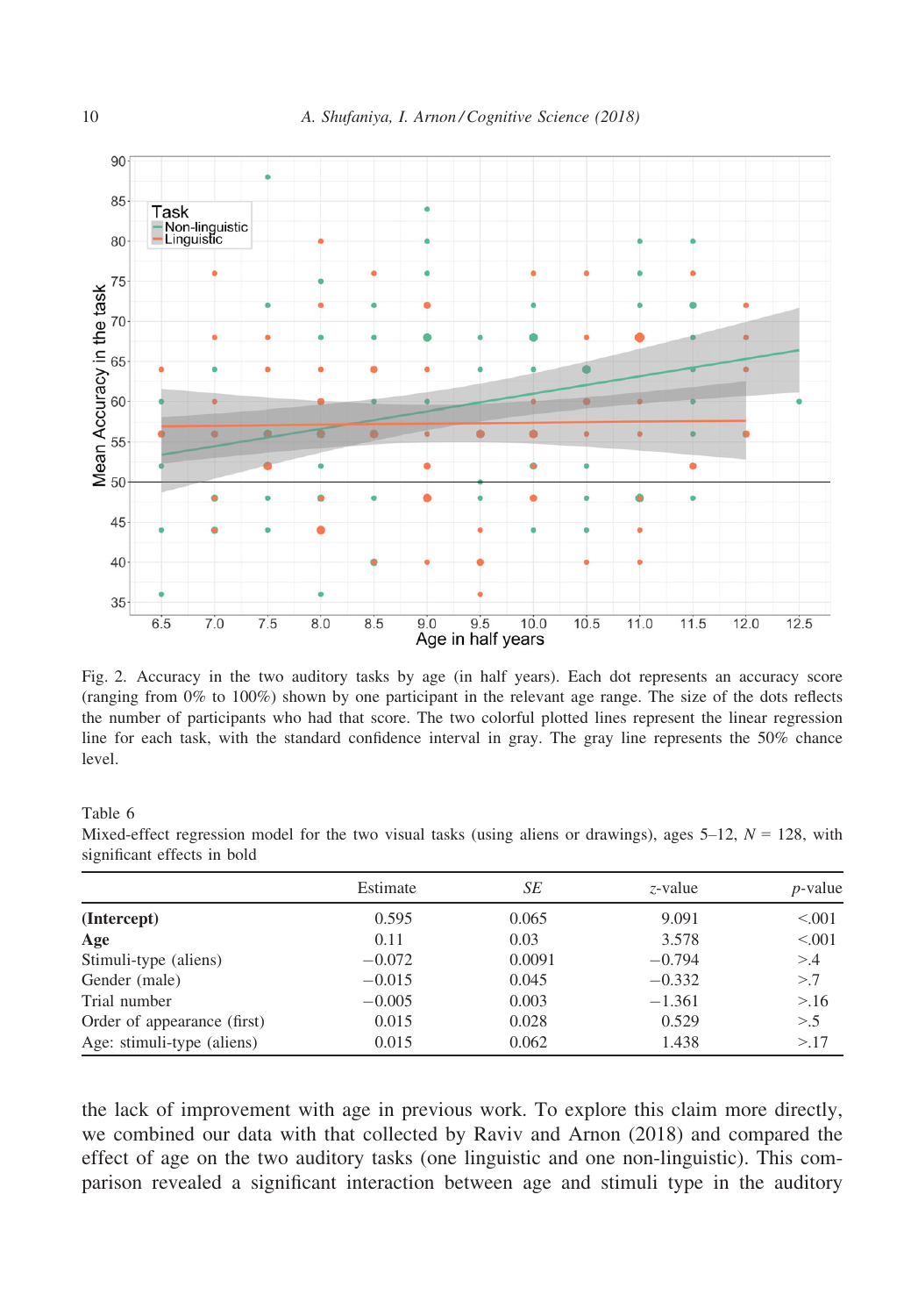Fig. 2. Accuracy in the two auditory tasks by age (in half years). Each dot represents an accuracy score (ranging from 0% to 100%) shown by one participant in the relevant age range. The size of the dots reflects the number of participants who had that score. The two colorful plotted lines represent the linear regression line for each task, with the standard confidence interval in gray. The gray line represents the 50% chance level.

Table 6
Mixed-effect regression model for the two visual tasks (using aliens or drawings), ages 5–12, $N$ = 128, with significant effects in bold

| | Estimate | *SE* | *z*-value | *p*-value |
|---|---|---|---|---|
| **(Intercept)** | 0.595 | 0.065 | 9.091 | <.001 |
| **Age** | 0.11 | 0.03 | 3.578 | <.001 |
| Stimuli-type (aliens) | −0.072 | 0.0091 | −0.794 | >.4 |
| Gender (male) | −0.015 | 0.045 | −0.332 | >.7 |
| Trial number | −0.005 | 0.003 | −1.361 | >.16 |
| Order of appearance (first) | 0.015 | 0.028 | 0.529 | >.5 |
| Age: stimuli-type (aliens) | 0.015 | 0.062 | 1.438 | >.17 |

the lack of improvement with age in previous work. To explore this claim more directly, we combined our data with that collected by Raviv and Arnon (2018) and compared the effect of age on the two auditory tasks (one linguistic and one non-linguistic). This comparison revealed a significant interaction between age and stimuli type in the auditory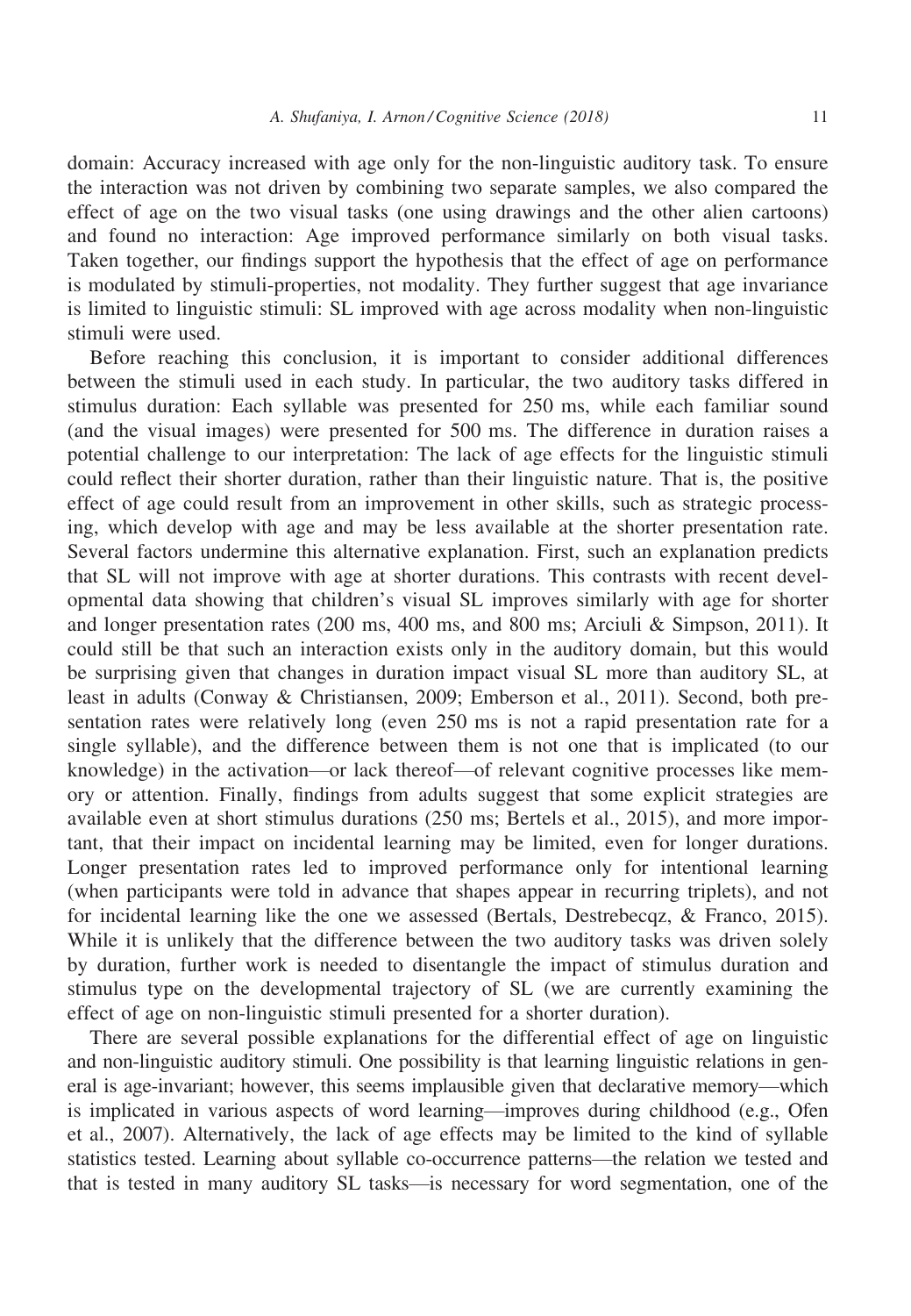domain: Accuracy increased with age only for the non-linguistic auditory task. To ensure the interaction was not driven by combining two separate samples, we also compared the effect of age on the two visual tasks (one using drawings and the other alien cartoons) and found no interaction: Age improved performance similarly on both visual tasks. Taken together, our findings support the hypothesis that the effect of age on performance is modulated by stimuli-properties, not modality. They further suggest that age invariance is limited to linguistic stimuli: SL improved with age across modality when non-linguistic stimuli were used.

Before reaching this conclusion, it is important to consider additional differences between the stimuli used in each study. In particular, the two auditory tasks differed in stimulus duration: Each syllable was presented for 250 ms, while each familiar sound (and the visual images) were presented for 500 ms. The difference in duration raises a potential challenge to our interpretation: The lack of age effects for the linguistic stimuli could reflect their shorter duration, rather than their linguistic nature. That is, the positive effect of age could result from an improvement in other skills, such as strategic processing, which develop with age and may be less available at the shorter presentation rate. Several factors undermine this alternative explanation. First, such an explanation predicts that SL will not improve with age at shorter durations. This contrasts with recent developmental data showing that children's visual SL improves similarly with age for shorter and longer presentation rates (200 ms, 400 ms, and 800 ms; Arciuli & Simpson, 2011). It could still be that such an interaction exists only in the auditory domain, but this would be surprising given that changes in duration impact visual SL more than auditory SL, at least in adults (Conway & Christiansen, 2009; Emberson et al., 2011). Second, both presentation rates were relatively long (even 250 ms is not a rapid presentation rate for a single syllable), and the difference between them is not one that is implicated (to our knowledge) in the activation—or lack thereof—of relevant cognitive processes like memory or attention. Finally, findings from adults suggest that some explicit strategies are available even at short stimulus durations (250 ms; Bertels et al., 2015), and more important, that their impact on incidental learning may be limited, even for longer durations. Longer presentation rates led to improved performance only for intentional learning (when participants were told in advance that shapes appear in recurring triplets), and not for incidental learning like the one we assessed (Bertals, Destrebecqz, & Franco, 2015). While it is unlikely that the difference between the two auditory tasks was driven solely by duration, further work is needed to disentangle the impact of stimulus duration and stimulus type on the developmental trajectory of SL (we are currently examining the effect of age on non-linguistic stimuli presented for a shorter duration).

There are several possible explanations for the differential effect of age on linguistic and non-linguistic auditory stimuli. One possibility is that learning linguistic relations in general is age-invariant; however, this seems implausible given that declarative memory—which is implicated in various aspects of word learning—improves during childhood (e.g., Ofen et al., 2007). Alternatively, the lack of age effects may be limited to the kind of syllable statistics tested. Learning about syllable co-occurrence patterns—the relation we tested and that is tested in many auditory SL tasks—is necessary for word segmentation, one of the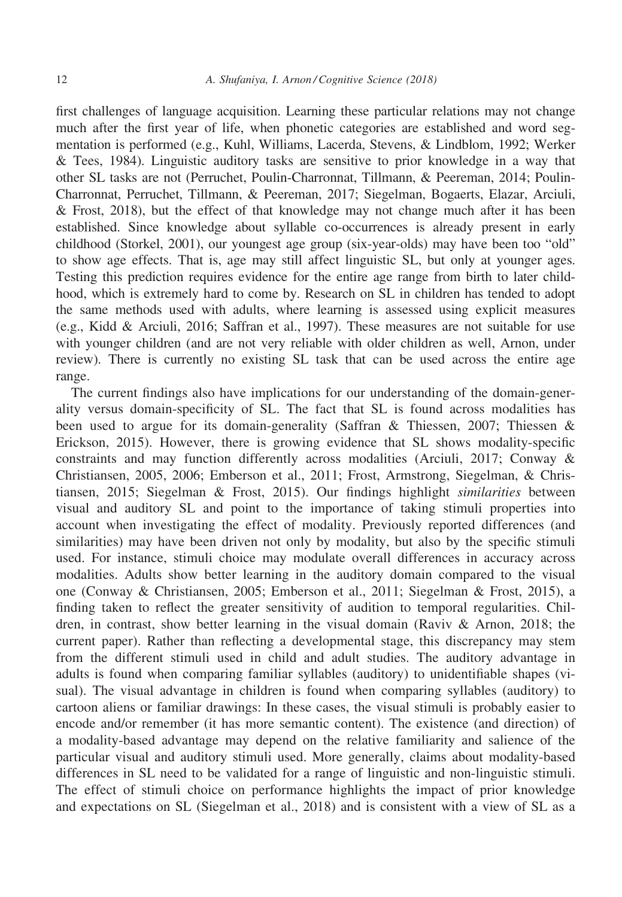first challenges of language acquisition. Learning these particular relations may not change much after the first year of life, when phonetic categories are established and word segmentation is performed (e.g., Kuhl, Williams, Lacerda, Stevens, & Lindblom, 1992; Werker & Tees, 1984). Linguistic auditory tasks are sensitive to prior knowledge in a way that other SL tasks are not (Perruchet, Poulin-Charronnat, Tillmann, & Peereman, 2014; Poulin-Charronnat, Perruchet, Tillmann, & Peereman, 2017; Siegelman, Bogaerts, Elazar, Arciuli, & Frost, 2018), but the effect of that knowledge may not change much after it has been established. Since knowledge about syllable co-occurrences is already present in early childhood (Storkel, 2001), our youngest age group (six-year-olds) may have been too "old" to show age effects. That is, age may still affect linguistic SL, but only at younger ages. Testing this prediction requires evidence for the entire age range from birth to later childhood, which is extremely hard to come by. Research on SL in children has tended to adopt the same methods used with adults, where learning is assessed using explicit measures (e.g., Kidd & Arciuli, 2016; Saffran et al., 1997). These measures are not suitable for use with younger children (and are not very reliable with older children as well, Arnon, under review). There is currently no existing SL task that can be used across the entire age range.

The current findings also have implications for our understanding of the domain-generality versus domain-specificity of SL. The fact that SL is found across modalities has been used to argue for its domain-generality (Saffran & Thiessen, 2007; Thiessen & Erickson, 2015). However, there is growing evidence that SL shows modality-specific constraints and may function differently across modalities (Arciuli, 2017; Conway & Christiansen, 2005, 2006; Emberson et al., 2011; Frost, Armstrong, Siegelman, & Christiansen, 2015; Siegelman & Frost, 2015). Our findings highlight *similarities* between visual and auditory SL and point to the importance of taking stimuli properties into account when investigating the effect of modality. Previously reported differences (and similarities) may have been driven not only by modality, but also by the specific stimuli used. For instance, stimuli choice may modulate overall differences in accuracy across modalities. Adults show better learning in the auditory domain compared to the visual one (Conway & Christiansen, 2005; Emberson et al., 2011; Siegelman & Frost, 2015), a finding taken to reflect the greater sensitivity of audition to temporal regularities. Children, in contrast, show better learning in the visual domain (Raviv & Arnon, 2018; the current paper). Rather than reflecting a developmental stage, this discrepancy may stem from the different stimuli used in child and adult studies. The auditory advantage in adults is found when comparing familiar syllables (auditory) to unidentifiable shapes (visual). The visual advantage in children is found when comparing syllables (auditory) to cartoon aliens or familiar drawings: In these cases, the visual stimuli is probably easier to encode and/or remember (it has more semantic content). The existence (and direction) of a modality-based advantage may depend on the relative familiarity and salience of the particular visual and auditory stimuli used. More generally, claims about modality-based differences in SL need to be validated for a range of linguistic and non-linguistic stimuli. The effect of stimuli choice on performance highlights the impact of prior knowledge and expectations on SL (Siegelman et al., 2018) and is consistent with a view of SL as a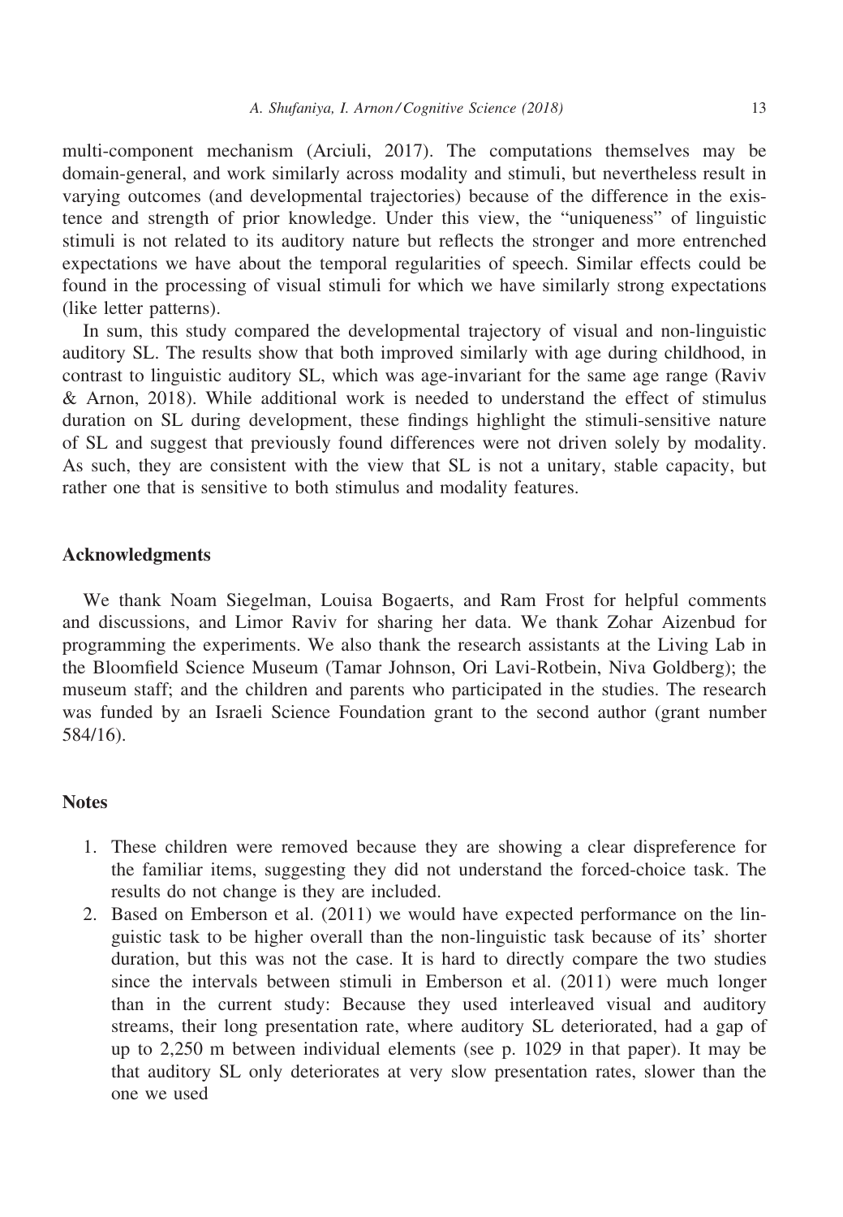multi-component mechanism (Arciuli, 2017). The computations themselves may be domain-general, and work similarly across modality and stimuli, but nevertheless result in varying outcomes (and developmental trajectories) because of the difference in the existence and strength of prior knowledge. Under this view, the "uniqueness" of linguistic stimuli is not related to its auditory nature but reflects the stronger and more entrenched expectations we have about the temporal regularities of speech. Similar effects could be found in the processing of visual stimuli for which we have similarly strong expectations (like letter patterns).

In sum, this study compared the developmental trajectory of visual and non-linguistic auditory SL. The results show that both improved similarly with age during childhood, in contrast to linguistic auditory SL, which was age-invariant for the same age range (Raviv & Arnon, 2018). While additional work is needed to understand the effect of stimulus duration on SL during development, these findings highlight the stimuli-sensitive nature of SL and suggest that previously found differences were not driven solely by modality. As such, they are consistent with the view that SL is not a unitary, stable capacity, but rather one that is sensitive to both stimulus and modality features.

## Acknowledgments

We thank Noam Siegelman, Louisa Bogaerts, and Ram Frost for helpful comments and discussions, and Limor Raviv for sharing her data. We thank Zohar Aizenbud for programming the experiments. We also thank the research assistants at the Living Lab in the Bloomfield Science Museum (Tamar Johnson, Ori Lavi-Rotbein, Niva Goldberg); the museum staff; and the children and parents who participated in the studies. The research was funded by an Israeli Science Foundation grant to the second author (grant number 584/16).

## Notes

1. These children were removed because they are showing a clear dispreference for the familiar items, suggesting they did not understand the forced-choice task. The results do not change is they are included.
2. Based on Emberson et al. (2011) we would have expected performance on the linguistic task to be higher overall than the non-linguistic task because of its' shorter duration, but this was not the case. It is hard to directly compare the two studies since the intervals between stimuli in Emberson et al. (2011) were much longer than in the current study: Because they used interleaved visual and auditory streams, their long presentation rate, where auditory SL deteriorated, had a gap of up to 2,250 m between individual elements (see p. 1029 in that paper). It may be that auditory SL only deteriorates at very slow presentation rates, slower than the one we used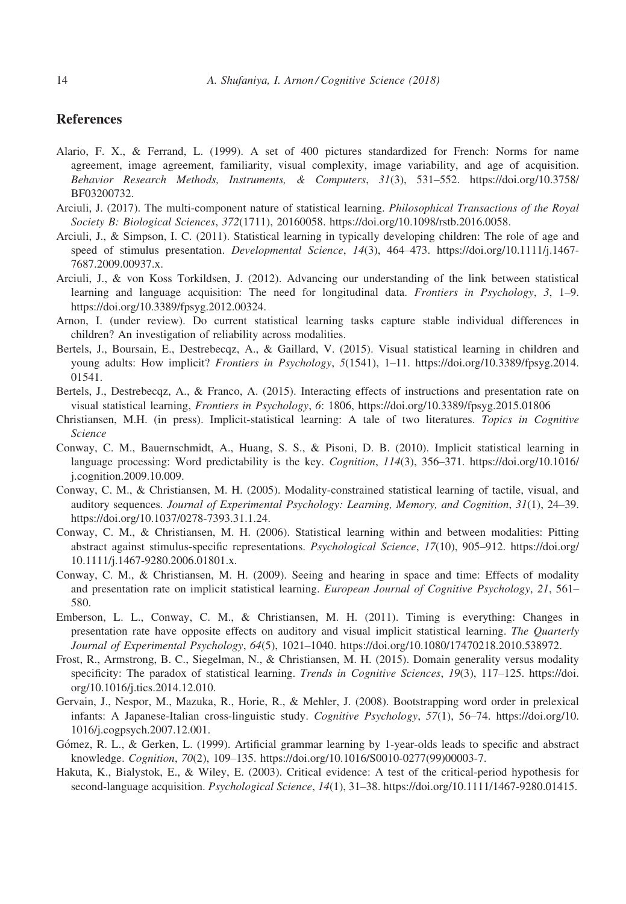## References

Alario, F. X., & Ferrand, L. (1999). A set of 400 pictures standardized for French: Norms for name agreement, image agreement, familiarity, visual complexity, image variability, and age of acquisition. *Behavior Research Methods, Instruments, & Computers*, *31*(3), 531–552. https://doi.org/10.3758/BF03200732.

Arciuli, J. (2017). The multi-component nature of statistical learning. *Philosophical Transactions of the Royal Society B: Biological Sciences*, *372*(1711), 20160058. https://doi.org/10.1098/rstb.2016.0058.

Arciuli, J., & Simpson, I. C. (2011). Statistical learning in typically developing children: The role of age and speed of stimulus presentation. *Developmental Science*, *14*(3), 464–473. https://doi.org/10.1111/j.1467-7687.2009.00937.x.

Arciuli, J., & von Koss Torkildsen, J. (2012). Advancing our understanding of the link between statistical learning and language acquisition: The need for longitudinal data. *Frontiers in Psychology*, *3*, 1–9. https://doi.org/10.3389/fpsyg.2012.00324.

Arnon, I. (under review). Do current statistical learning tasks capture stable individual differences in children? An investigation of reliability across modalities.

Bertels, J., Boursain, E., Destrebecqz, A., & Gaillard, V. (2015). Visual statistical learning in children and young adults: How implicit? *Frontiers in Psychology*, *5*(1541), 1–11. https://doi.org/10.3389/fpsyg.2014.01541.

Bertels, J., Destrebecqz, A., & Franco, A. (2015). Interacting effects of instructions and presentation rate on visual statistical learning, *Frontiers in Psychology*, *6*: 1806, https://doi.org/10.3389/fpsyg.2015.01806

Christiansen, M.H. (in press). Implicit-statistical learning: A tale of two literatures. *Topics in Cognitive Science*

Conway, C. M., Bauernschmidt, A., Huang, S. S., & Pisoni, D. B. (2010). Implicit statistical learning in language processing: Word predictability is the key. *Cognition*, *114*(3), 356–371. https://doi.org/10.1016/j.cognition.2009.10.009.

Conway, C. M., & Christiansen, M. H. (2005). Modality-constrained statistical learning of tactile, visual, and auditory sequences. *Journal of Experimental Psychology: Learning, Memory, and Cognition*, *31*(1), 24–39. https://doi.org/10.1037/0278-7393.31.1.24.

Conway, C. M., & Christiansen, M. H. (2006). Statistical learning within and between modalities: Pitting abstract against stimulus-specific representations. *Psychological Science*, *17*(10), 905–912. https://doi.org/10.1111/j.1467-9280.2006.01801.x.

Conway, C. M., & Christiansen, M. H. (2009). Seeing and hearing in space and time: Effects of modality and presentation rate on implicit statistical learning. *European Journal of Cognitive Psychology*, *21*, 561–580.

Emberson, L. L., Conway, C. M., & Christiansen, M. H. (2011). Timing is everything: Changes in presentation rate have opposite effects on auditory and visual implicit statistical learning. *The Quarterly Journal of Experimental Psychology*, *64*(5), 1021–1040. https://doi.org/10.1080/17470218.2010.538972.

Frost, R., Armstrong, B. C., Siegelman, N., & Christiansen, M. H. (2015). Domain generality versus modality specificity: The paradox of statistical learning. *Trends in Cognitive Sciences*, *19*(3), 117–125. https://doi.org/10.1016/j.tics.2014.12.010.

Gervain, J., Nespor, M., Mazuka, R., Horie, R., & Mehler, J. (2008). Bootstrapping word order in prelexical infants: A Japanese-Italian cross-linguistic study. *Cognitive Psychology*, *57*(1), 56–74. https://doi.org/10.1016/j.cogpsych.2007.12.001.

Gómez, R. L., & Gerken, L. (1999). Artificial grammar learning by 1-year-olds leads to specific and abstract knowledge. *Cognition*, *70*(2), 109–135. https://doi.org/10.1016/S0010-0277(99)00003-7.

Hakuta, K., Bialystok, E., & Wiley, E. (2003). Critical evidence: A test of the critical-period hypothesis for second-language acquisition. *Psychological Science*, *14*(1), 31–38. https://doi.org/10.1111/1467-9280.01415.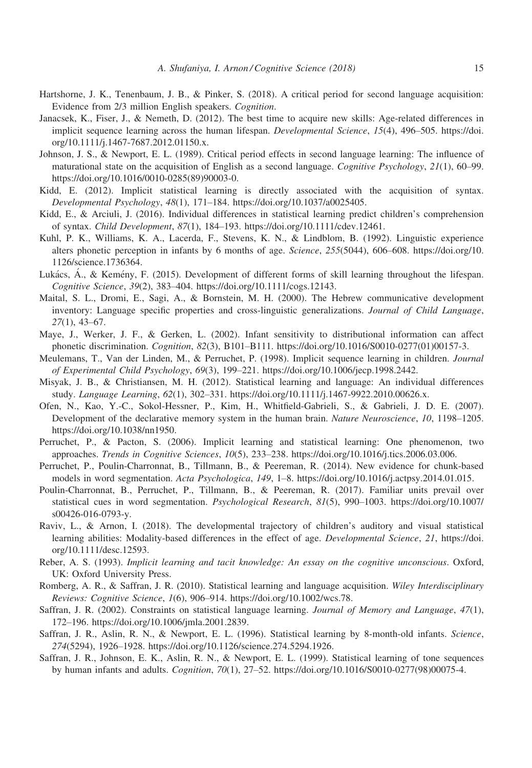Hartshorne, J. K., Tenenbaum, J. B., & Pinker, S. (2018). A critical period for second language acquisition: Evidence from 2/3 million English speakers. *Cognition*.

Janacsek, K., Fiser, J., & Nemeth, D. (2012). The best time to acquire new skills: Age-related differences in implicit sequence learning across the human lifespan. *Developmental Science*, *15*(4), 496–505. https://doi.org/10.1111/j.1467-7687.2012.01150.x.

Johnson, J. S., & Newport, E. L. (1989). Critical period effects in second language learning: The influence of maturational state on the acquisition of English as a second language. *Cognitive Psychology*, *21*(1), 60–99. https://doi.org/10.1016/0010-0285(89)90003-0.

Kidd, E. (2012). Implicit statistical learning is directly associated with the acquisition of syntax. *Developmental Psychology*, *48*(1), 171–184. https://doi.org/10.1037/a0025405.

Kidd, E., & Arciuli, J. (2016). Individual differences in statistical learning predict children's comprehension of syntax. *Child Development*, *87*(1), 184–193. https://doi.org/10.1111/cdev.12461.

Kuhl, P. K., Williams, K. A., Lacerda, F., Stevens, K. N., & Lindblom, B. (1992). Linguistic experience alters phonetic perception in infants by 6 months of age. *Science*, *255*(5044), 606–608. https://doi.org/10.1126/science.1736364.

Lukács, Á., & Kemény, F. (2015). Development of different forms of skill learning throughout the lifespan. *Cognitive Science*, *39*(2), 383–404. https://doi.org/10.1111/cogs.12143.

Maital, S. L., Dromi, E., Sagi, A., & Bornstein, M. H. (2000). The Hebrew communicative development inventory: Language specific properties and cross-linguistic generalizations. *Journal of Child Language*, *27*(1), 43–67.

Maye, J., Werker, J. F., & Gerken, L. (2002). Infant sensitivity to distributional information can affect phonetic discrimination. *Cognition*, *82*(3), B101–B111. https://doi.org/10.1016/S0010-0277(01)00157-3.

Meulemans, T., Van der Linden, M., & Perruchet, P. (1998). Implicit sequence learning in children. *Journal of Experimental Child Psychology*, *69*(3), 199–221. https://doi.org/10.1006/jecp.1998.2442.

Misyak, J. B., & Christiansen, M. H. (2012). Statistical learning and language: An individual differences study. *Language Learning*, *62*(1), 302–331. https://doi.org/10.1111/j.1467-9922.2010.00626.x.

Ofen, N., Kao, Y.-C., Sokol-Hessner, P., Kim, H., Whitfield-Gabrieli, S., & Gabrieli, J. D. E. (2007). Development of the declarative memory system in the human brain. *Nature Neuroscience*, *10*, 1198–1205. https://doi.org/10.1038/nn1950.

Perruchet, P., & Pacton, S. (2006). Implicit learning and statistical learning: One phenomenon, two approaches. *Trends in Cognitive Sciences*, *10*(5), 233–238. https://doi.org/10.1016/j.tics.2006.03.006.

Perruchet, P., Poulin-Charronnat, B., Tillmann, B., & Peereman, R. (2014). New evidence for chunk-based models in word segmentation. *Acta Psychologica*, *149*, 1–8. https://doi.org/10.1016/j.actpsy.2014.01.015.

Poulin-Charronnat, B., Perruchet, P., Tillmann, B., & Peereman, R. (2017). Familiar units prevail over statistical cues in word segmentation. *Psychological Research*, *81*(5), 990–1003. https://doi.org/10.1007/s00426-016-0793-y.

Raviv, L., & Arnon, I. (2018). The developmental trajectory of children's auditory and visual statistical learning abilities: Modality-based differences in the effect of age. *Developmental Science*, *21*, https://doi.org/10.1111/desc.12593.

Reber, A. S. (1993). *Implicit learning and tacit knowledge: An essay on the cognitive unconscious*. Oxford, UK: Oxford University Press.

Romberg, A. R., & Saffran, J. R. (2010). Statistical learning and language acquisition. *Wiley Interdisciplinary Reviews: Cognitive Science*, *1*(6), 906–914. https://doi.org/10.1002/wcs.78.

Saffran, J. R. (2002). Constraints on statistical language learning. *Journal of Memory and Language*, *47*(1), 172–196. https://doi.org/10.1006/jmla.2001.2839.

Saffran, J. R., Aslin, R. N., & Newport, E. L. (1996). Statistical learning by 8-month-old infants. *Science*, *274*(5294), 1926–1928. https://doi.org/10.1126/science.274.5294.1926.

Saffran, J. R., Johnson, E. K., Aslin, R. N., & Newport, E. L. (1999). Statistical learning of tone sequences by human infants and adults. *Cognition*, *70*(1), 27–52. https://doi.org/10.1016/S0010-0277(98)00075-4.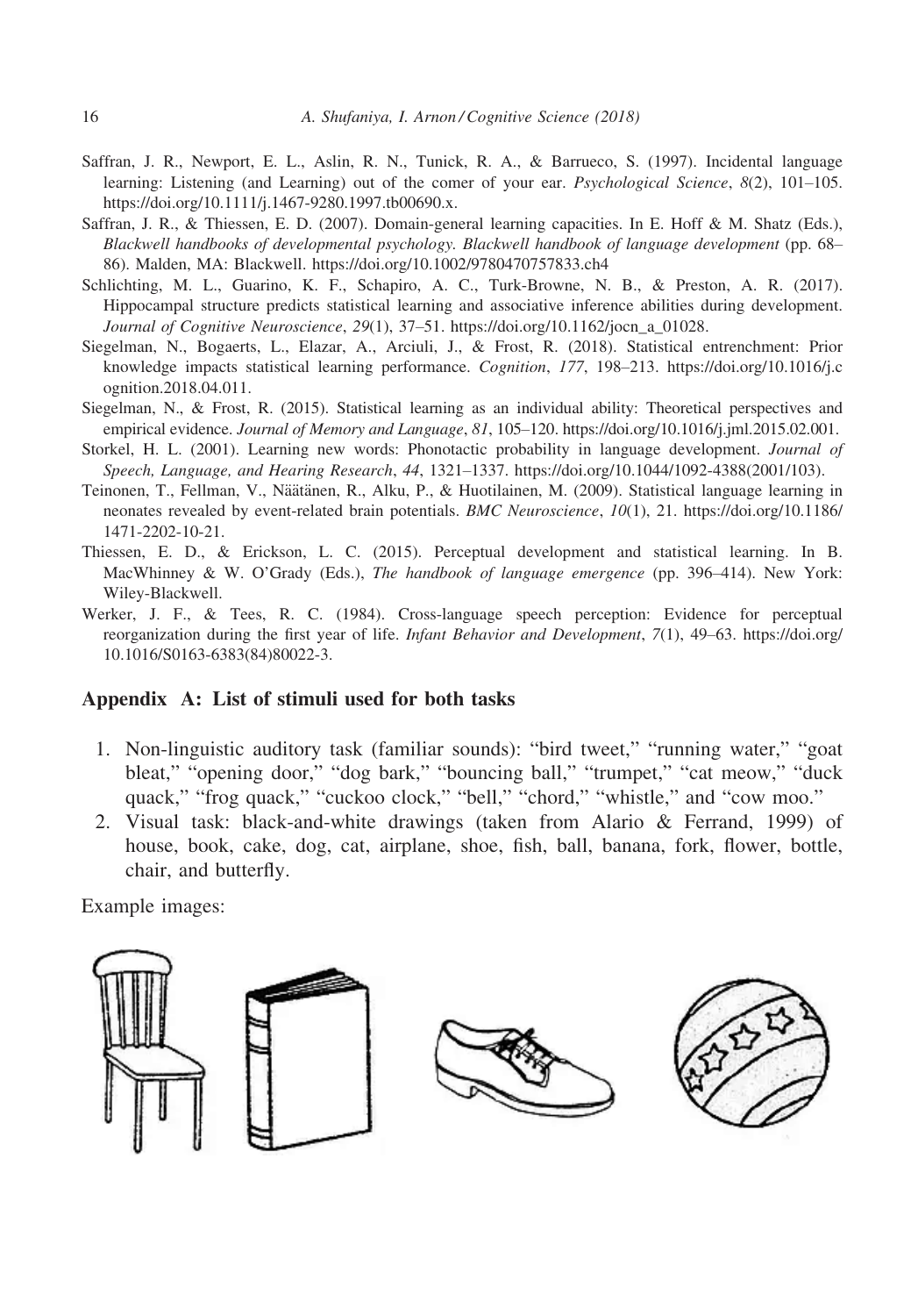Saffran, J. R., Newport, E. L., Aslin, R. N., Tunick, R. A., & Barrueco, S. (1997). Incidental language learning: Listening (and Learning) out of the comer of your ear. *Psychological Science*, *8*(2), 101–105. https://doi.org/10.1111/j.1467-9280.1997.tb00690.x.

Saffran, J. R., & Thiessen, E. D. (2007). Domain-general learning capacities. In E. Hoff & M. Shatz (Eds.), *Blackwell handbooks of developmental psychology. Blackwell handbook of language development* (pp. 68–86). Malden, MA: Blackwell. https://doi.org/10.1002/9780470757833.ch4

Schlichting, M. L., Guarino, K. F., Schapiro, A. C., Turk-Browne, N. B., & Preston, A. R. (2017). Hippocampal structure predicts statistical learning and associative inference abilities during development. *Journal of Cognitive Neuroscience*, *29*(1), 37–51. https://doi.org/10.1162/jocn_a_01028.

Siegelman, N., Bogaerts, L., Elazar, A., Arciuli, J., & Frost, R. (2018). Statistical entrenchment: Prior knowledge impacts statistical learning performance. *Cognition*, *177*, 198–213. https://doi.org/10.1016/j.cognition.2018.04.011.

Siegelman, N., & Frost, R. (2015). Statistical learning as an individual ability: Theoretical perspectives and empirical evidence. *Journal of Memory and Language*, *81*, 105–120. https://doi.org/10.1016/j.jml.2015.02.001.

Storkel, H. L. (2001). Learning new words: Phonotactic probability in language development. *Journal of Speech, Language, and Hearing Research*, *44*, 1321–1337. https://doi.org/10.1044/1092-4388(2001/103).

Teinonen, T., Fellman, V., Näätänen, R., Alku, P., & Huotilainen, M. (2009). Statistical language learning in neonates revealed by event-related brain potentials. *BMC Neuroscience*, *10*(1), 21. https://doi.org/10.1186/1471-2202-10-21.

Thiessen, E. D., & Erickson, L. C. (2015). Perceptual development and statistical learning. In B. MacWhinney & W. O'Grady (Eds.), *The handbook of language emergence* (pp. 396–414). New York: Wiley-Blackwell.

Werker, J. F., & Tees, R. C. (1984). Cross-language speech perception: Evidence for perceptual reorganization during the first year of life. *Infant Behavior and Development*, *7*(1), 49–63. https://doi.org/10.1016/S0163-6383(84)80022-3.

## Appendix A: List of stimuli used for both tasks

1. Non-linguistic auditory task (familiar sounds): "bird tweet," "running water," "goat bleat," "opening door," "dog bark," "bouncing ball," "trumpet," "cat meow," "duck quack," "frog quack," "cuckoo clock," "bell," "chord," "whistle," and "cow moo."
2. Visual task: black-and-white drawings (taken from Alario & Ferrand, 1999) of house, book, cake, dog, cat, airplane, shoe, fish, ball, banana, fork, flower, bottle, chair, and butterfly.

Example images: